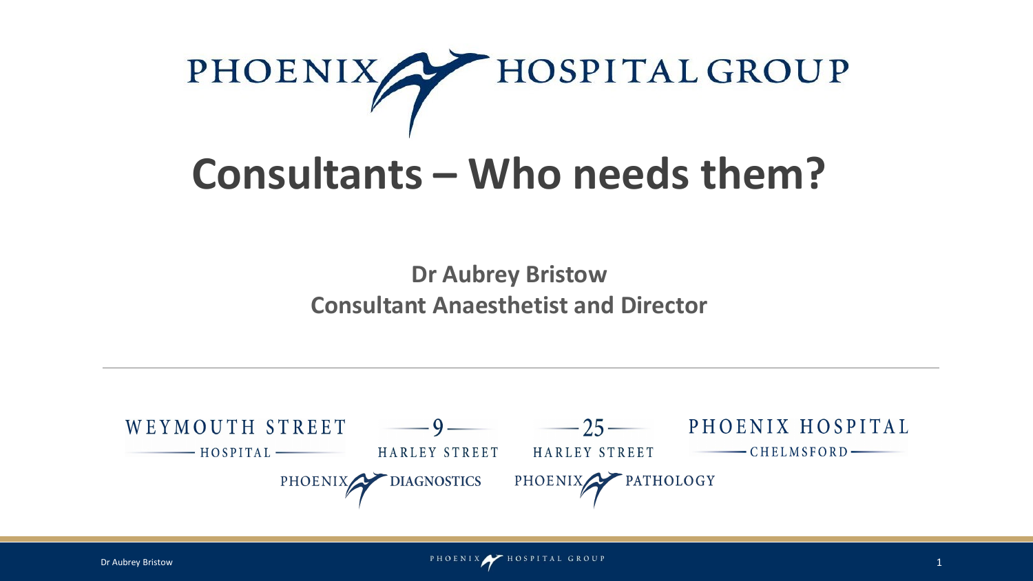PHOENIX HOSPITAL GROUP

# Consultants – Who needs them?

**Dr Aubrey Bristow**
**Consultant Anaesthetist and Director**

---

WEYMOUTH STREET HOSPITAL

9 HARLEY STREET

25 HARLEY STREET

PHOENIX HOSPITAL CHELMSFORD

PHOENIX DIAGNOSTICS

PHOENIX PATHOLOGY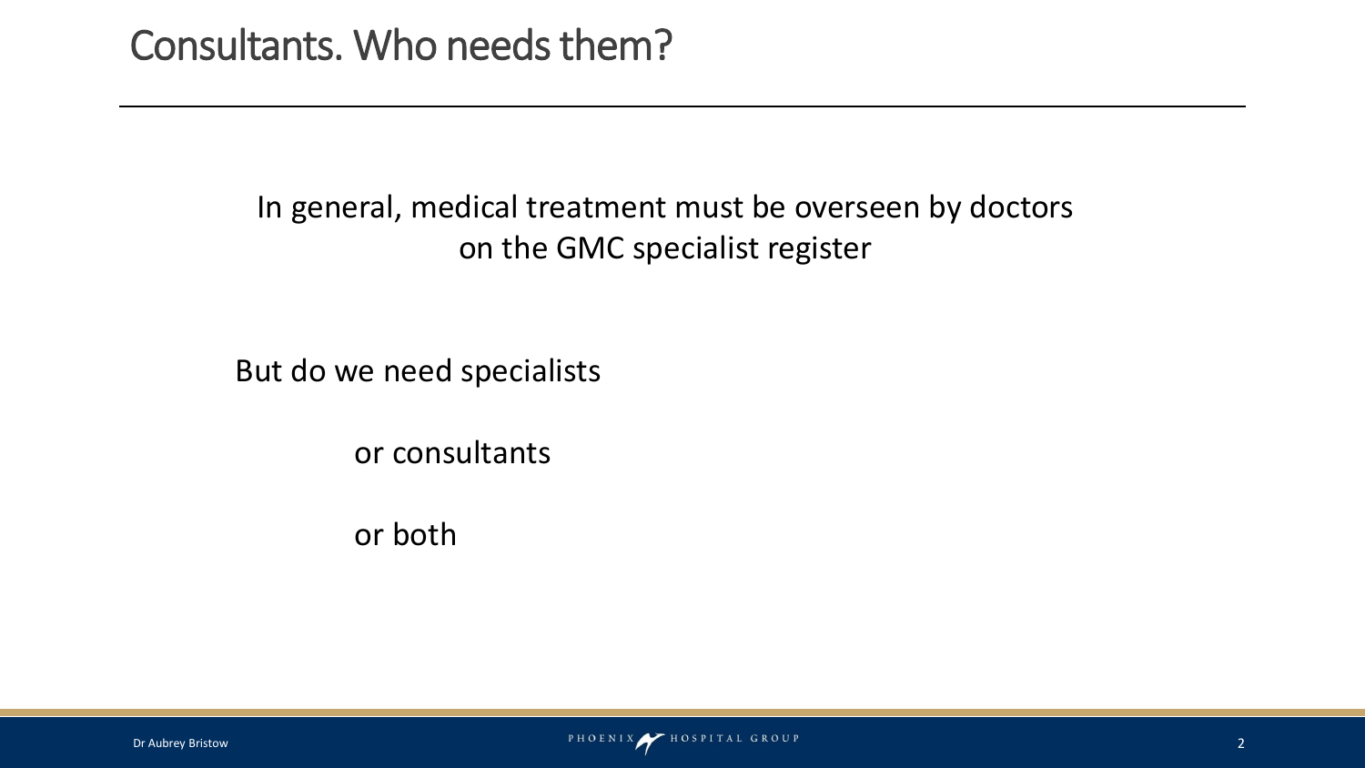# Consultants. Who needs them?

In general, medical treatment must be overseen by doctors on the GMC specialist register

But do we need specialists

or consultants

or both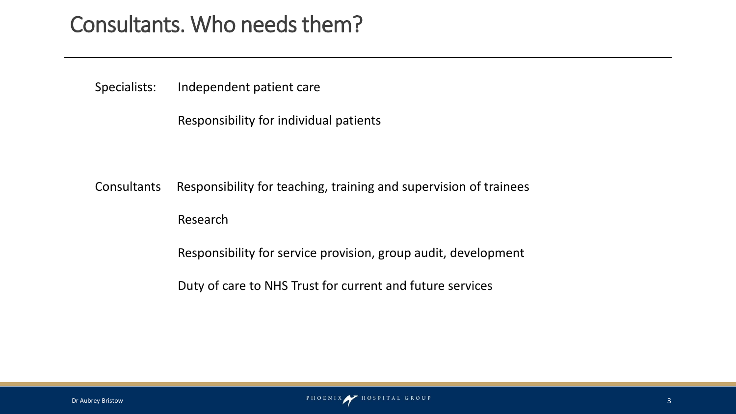# Consultants. Who needs them?

Specialists: Independent patient care

Responsibility for individual patients

Consultants Responsibility for teaching, training and supervision of trainees

Research

Responsibility for service provision, group audit, development

Duty of care to NHS Trust for current and future services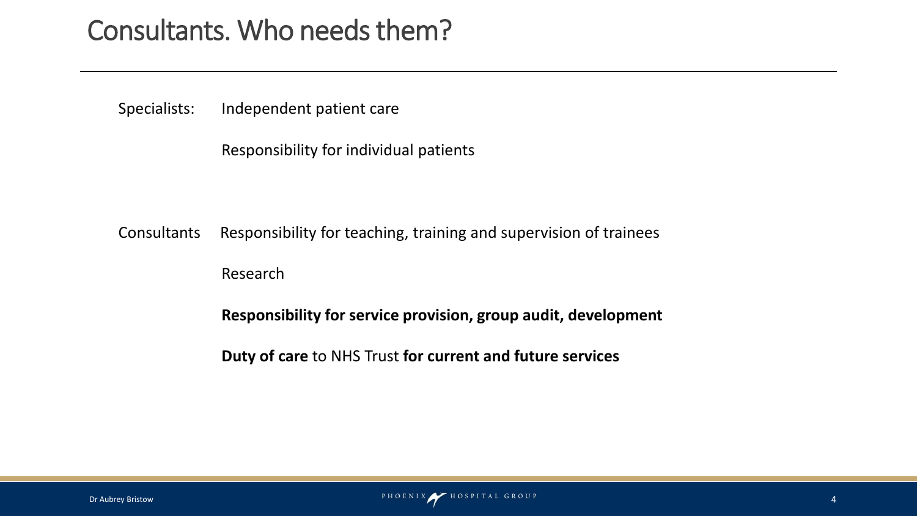# Consultants. Who needs them?

Specialists: Independent patient care

Responsibility for individual patients

Consultants Responsibility for teaching, training and supervision of trainees

Research

**Responsibility for service provision, group audit, development**

**Duty of care** to NHS Trust **for current and future services**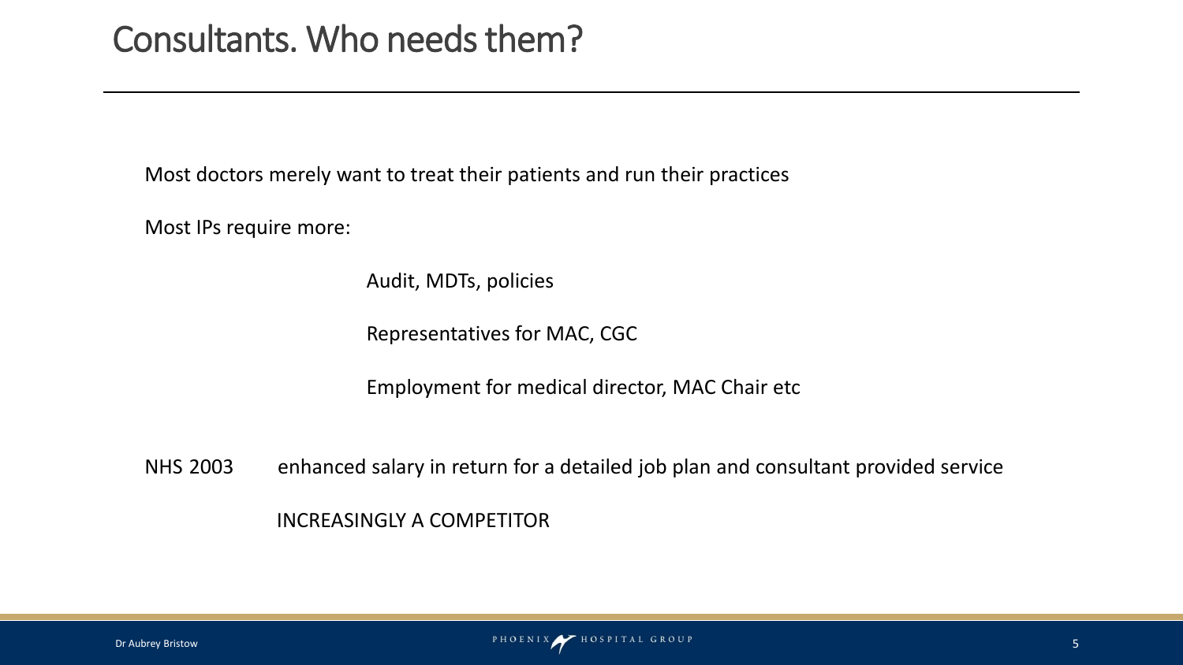# Consultants. Who needs them?

Most doctors merely want to treat their patients and run their practices

Most IPs require more:

- Audit, MDTs, policies
- Representatives for MAC, CGC
- Employment for medical director, MAC Chair etc

NHS 2003 enhanced salary in return for a detailed job plan and consultant provided service

INCREASINGLY A COMPETITOR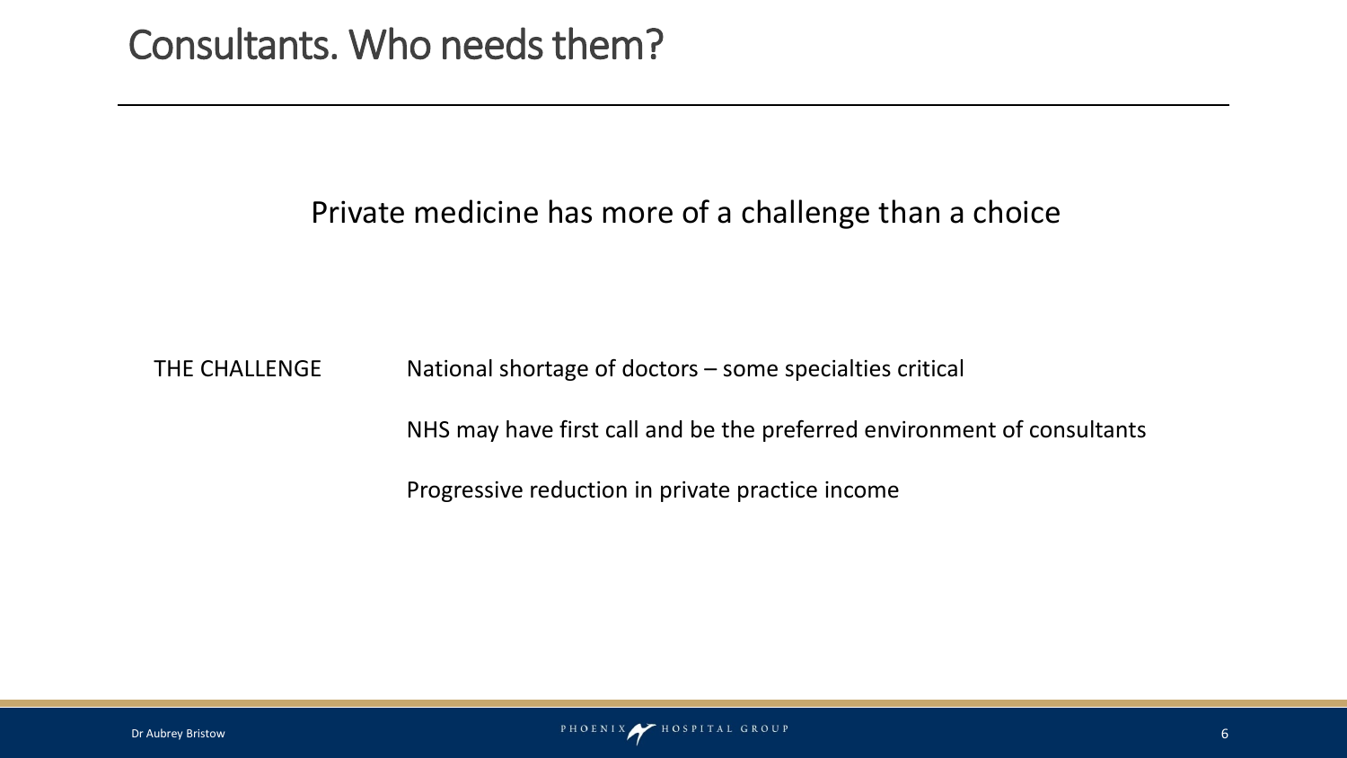# Consultants. Who needs them?

Private medicine has more of a challenge than a choice

THE CHALLENGE

- National shortage of doctors – some specialties critical
- NHS may have first call and be the preferred environment of consultants
- Progressive reduction in private practice income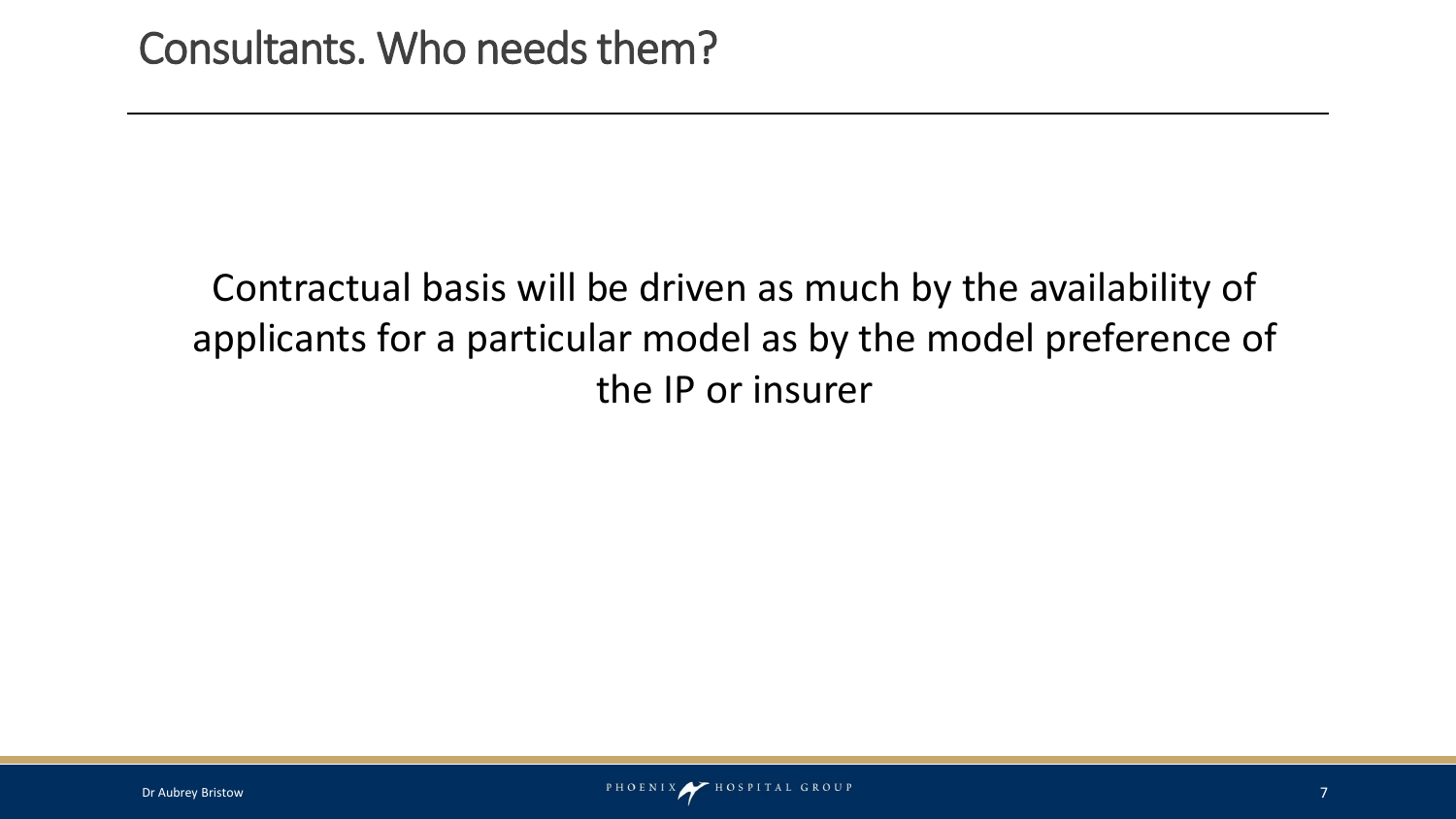# Consultants. Who needs them?

Contractual basis will be driven as much by the availability of applicants for a particular model as by the model preference of the IP or insurer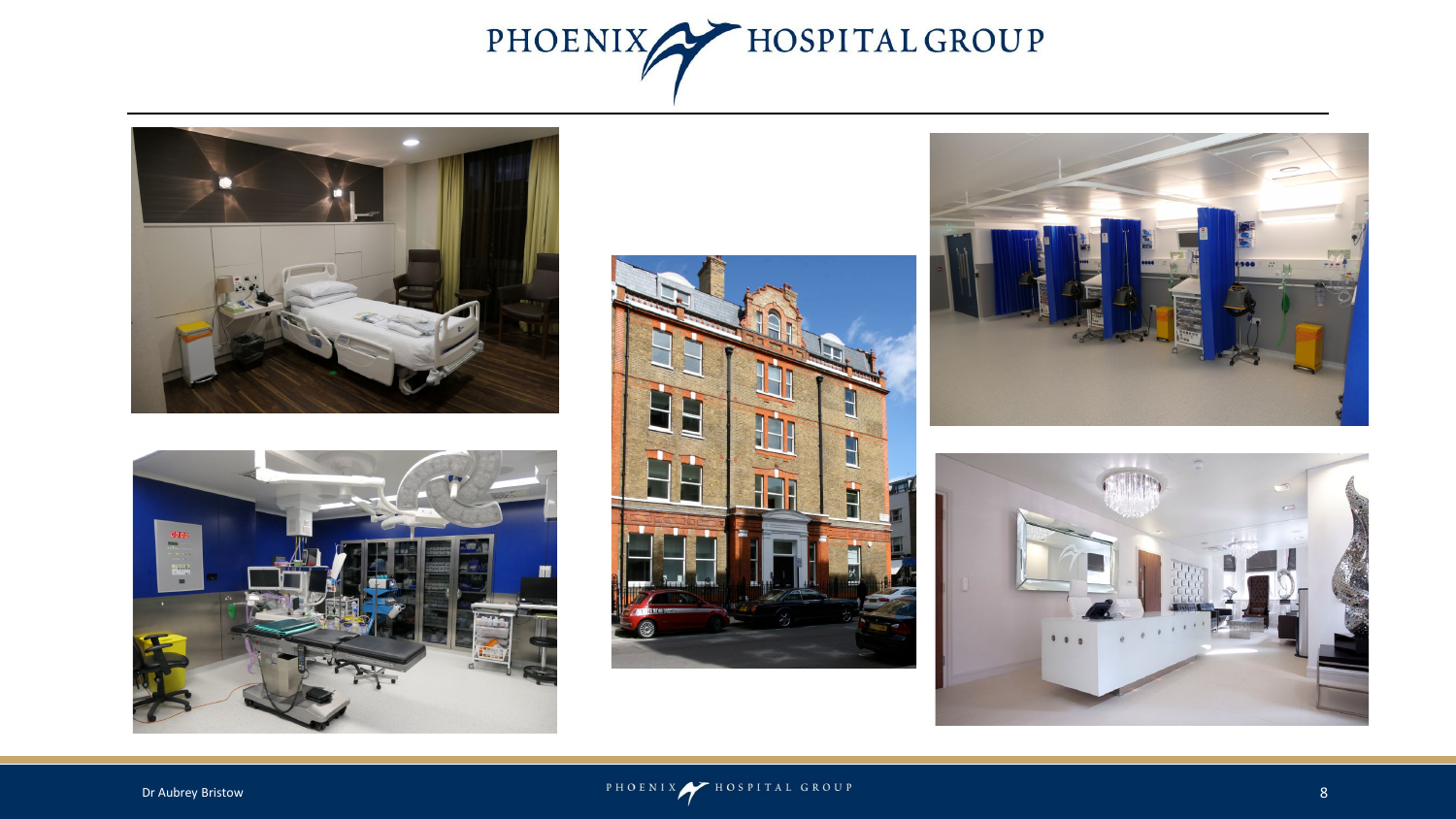# PHOENIX HOSPITAL GROUP